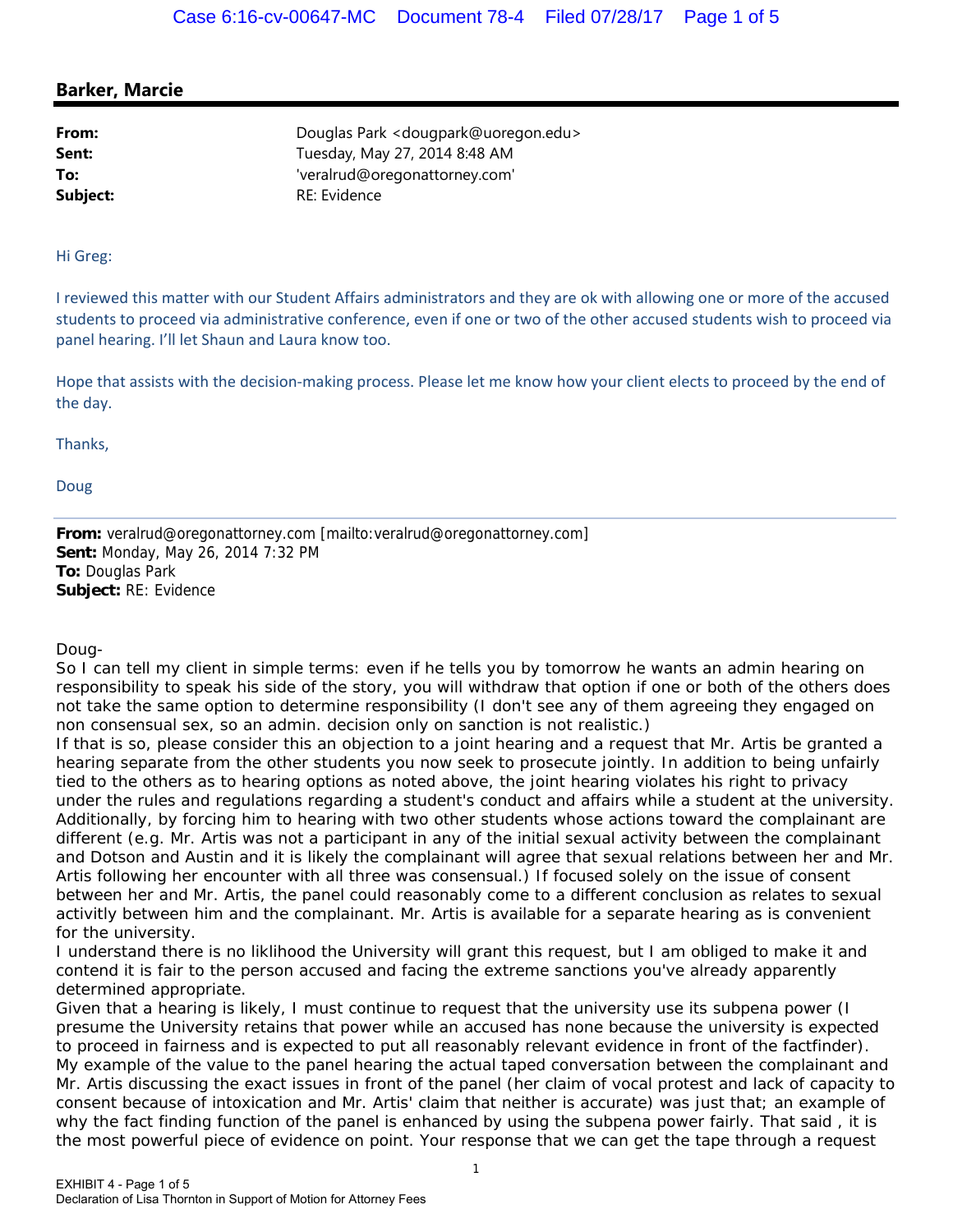## Barker, Marcie

**From:** Douglas Park <dougpark@uoregon.edu>
**Sent:** Tuesday, May 27, 2014 8:48 AM
**To:** 'veralrud@oregonattorney.com'
**Subject:** RE: Evidence

Hi Greg:

I reviewed this matter with our Student Affairs administrators and they are ok with allowing one or more of the accused students to proceed via administrative conference, even if one or two of the other accused students wish to proceed via panel hearing. I'll let Shaun and Laura know too.

Hope that assists with the decision-making process. Please let me know how your client elects to proceed by the end of the day.

Thanks,

Doug

---

**From:** veralrud@oregonattorney.com [mailto:veralrud@oregonattorney.com]
**Sent:** Monday, May 26, 2014 7:32 PM
**To:** Douglas Park
**Subject:** RE: Evidence

Doug-
So I can tell my client in simple terms: even if he tells you by tomorrow he wants an admin hearing on responsibility to speak his side of the story, you will withdraw that option if one or both of the others does not take the same option to determine responsibility (I don't see any of them agreeing they engaged on non consensual sex, so an admin. decision only on sanction is not realistic.)
If that is so, please consider this an objection to a joint hearing and a request that Mr. Artis be granted a hearing separate from the other students you now seek to prosecute jointly. In addition to being unfairly tied to the others as to hearing options as noted above, the joint hearing violates his right to privacy under the rules and regulations regarding a student's conduct and affairs while a student at the university. Additionally, by forcing him to hearing with two other students whose actions toward the complainant are different (e.g. Mr. Artis was not a participant in any of the initial sexual activity between the complainant and Dotson and Austin and it is likely the complainant will agree that sexual relations between her and Mr. Artis following her encounter with all three was consensual.) If focused solely on the issue of consent between her and Mr. Artis, the panel could reasonably come to a different conclusion as relates to sexual activitiy between him and the complainant. Mr. Artis is available for a separate hearing as is convenient for the university.
I understand there is no liklihood the University will grant this request, but I am obliged to make it and contend it is fair to the person accused and facing the extreme sanctions you've already apparently determined appropriate.
Given that a hearing is likely, I must continue to request that the university use its subpena power (I presume the University retains that power while an accused has none because the university is expected to proceed in fairness and is expected to put all reasonably relevant evidence in front of the factfinder). My example of the value to the panel hearing the actual taped conversation between the complainant and Mr. Artis discussing the exact issues in front of the panel (her claim of vocal protest and lack of capacity to consent because of intoxication and Mr. Artis' claim that neither is accurate) was just that; an example of why the fact finding function of the panel is enhanced by using the subpena power fairly. That said , it is the most powerful piece of evidence on point. Your response that we can get the tape through a request

EXHIBIT 4 - Page 1 of 5
Declaration of Lisa Thornton in Support of Motion for Attorney Fees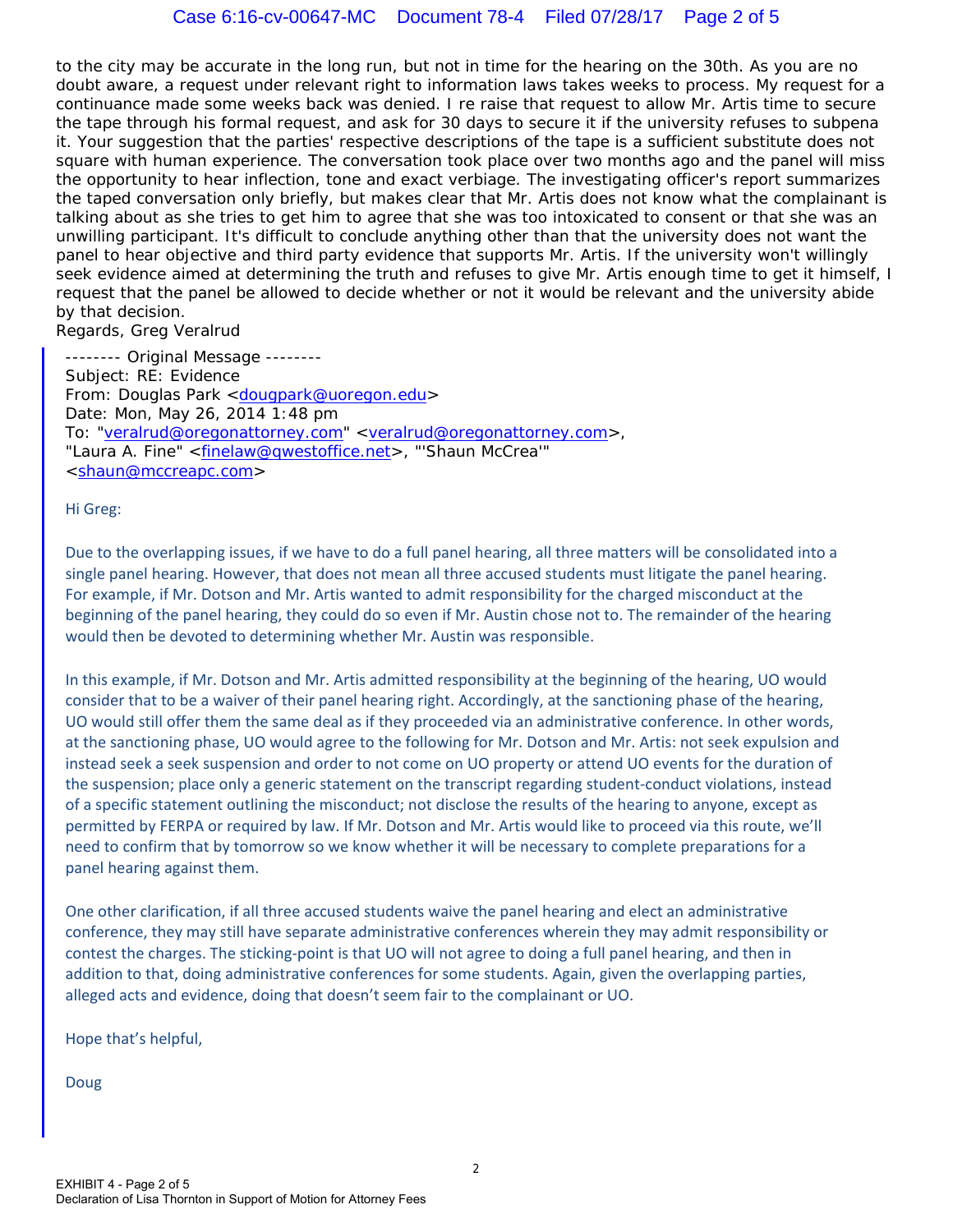to the city may be accurate in the long run, but not in time for the hearing on the 30th. As you are no doubt aware, a request under relevant right to information laws takes weeks to process. My request for a continuance made some weeks back was denied. I re raise that request to allow Mr. Artis time to secure the tape through his formal request, and ask for 30 days to secure it if the university refuses to subpena it. Your suggestion that the parties' respective descriptions of the tape is a sufficient substitute does not square with human experience. The conversation took place over two months ago and the panel will miss the opportunity to hear inflection, tone and exact verbiage. The investigating officer's report summarizes the taped conversation only briefly, but makes clear that Mr. Artis does not know what the complainant is talking about as she tries to get him to agree that she was too intoxicated to consent or that she was an unwilling participant. It's difficult to conclude anything other than that the university does not want the panel to hear objective and third party evidence that supports Mr. Artis. If the university won't willingly seek evidence aimed at determining the truth and refuses to give Mr. Artis enough time to get it himself, I request that the panel be allowed to decide whether or not it would be relevant and the university abide by that decision.
Regards, Greg Veralrud

> -------- Original Message --------
> Subject: RE: Evidence
> From: Douglas Park <dougpark@uoregon.edu>
> Date: Mon, May 26, 2014 1:48 pm
> To: "veralrud@oregonattorney.com" <veralrud@oregonattorney.com>, "Laura A. Fine" <finelaw@qwestoffice.net>, "'Shaun McCrea'" <shaun@mccreapc.com>
>
> Hi Greg:
>
> Due to the overlapping issues, if we have to do a full panel hearing, all three matters will be consolidated into a single panel hearing. However, that does not mean all three accused students must litigate the panel hearing. For example, if Mr. Dotson and Mr. Artis wanted to admit responsibility for the charged misconduct at the beginning of the panel hearing, they could do so even if Mr. Austin chose not to. The remainder of the hearing would then be devoted to determining whether Mr. Austin was responsible.
>
> In this example, if Mr. Dotson and Mr. Artis admitted responsibility at the beginning of the hearing, UO would consider that to be a waiver of their panel hearing right. Accordingly, at the sanctioning phase of the hearing, UO would still offer them the same deal as if they proceeded via an administrative conference. In other words, at the sanctioning phase, UO would agree to the following for Mr. Dotson and Mr. Artis: not seek expulsion and instead seek a seek suspension and order to not come on UO property or attend UO events for the duration of the suspension; place only a generic statement on the transcript regarding student-conduct violations, instead of a specific statement outlining the misconduct; not disclose the results of the hearing to anyone, except as permitted by FERPA or required by law. If Mr. Dotson and Mr. Artis would like to proceed via this route, we'll need to confirm that by tomorrow so we know whether it will be necessary to complete preparations for a panel hearing against them.
>
> One other clarification, if all three accused students waive the panel hearing and elect an administrative conference, they may still have separate administrative conferences wherein they may admit responsibility or contest the charges. The sticking-point is that UO will not agree to doing a full panel hearing, and then in addition to that, doing administrative conferences for some students. Again, given the overlapping parties, alleged acts and evidence, doing that doesn't seem fair to the complainant or UO.
>
> Hope that's helpful,
>
> Doug

EXHIBIT 4 - Page 2 of 5
Declaration of Lisa Thornton in Support of Motion for Attorney Fees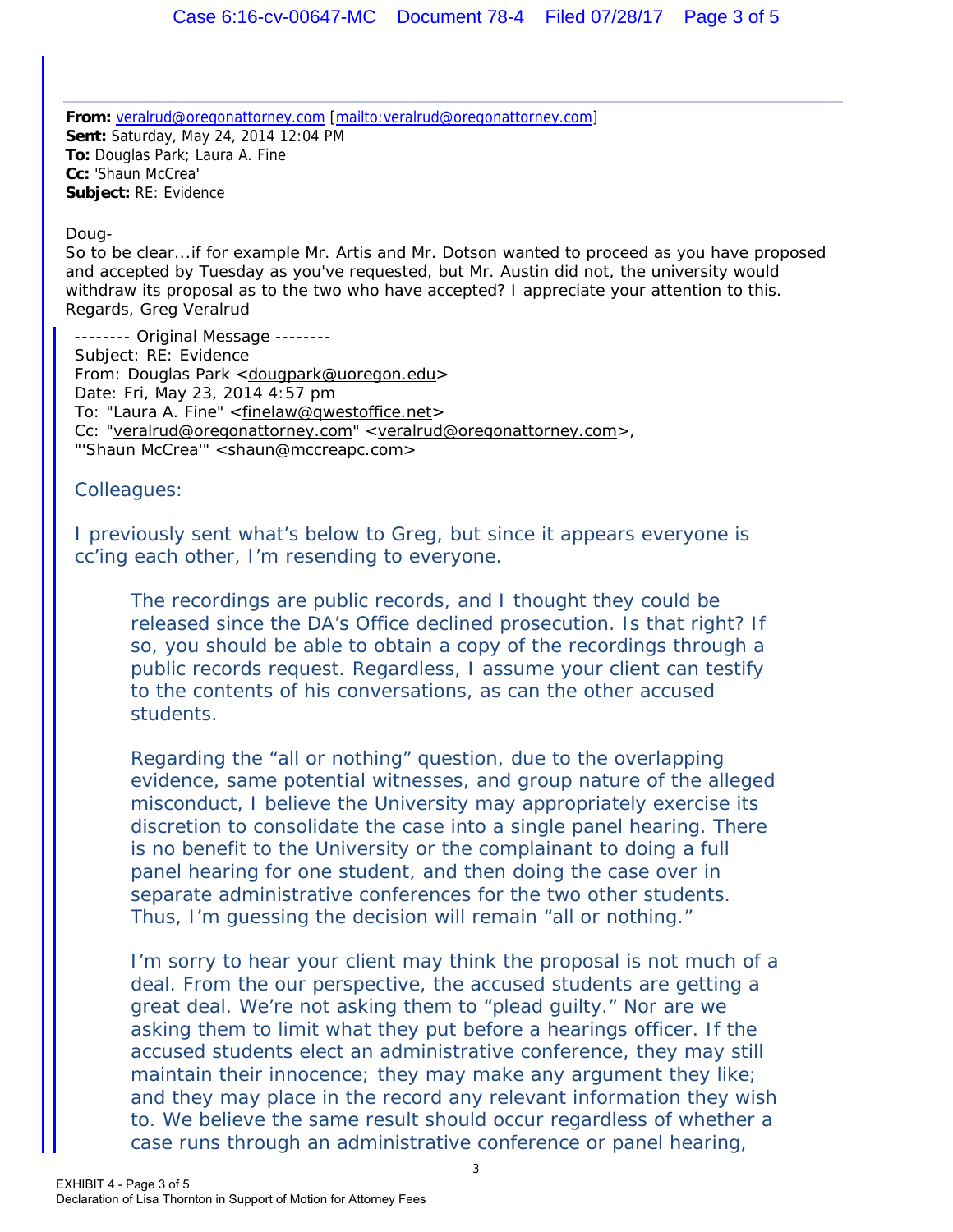**From:** veralrud@oregonattorney.com [mailto:veralrud@oregonattorney.com]
**Sent:** Saturday, May 24, 2014 12:04 PM
**To:** Douglas Park; Laura A. Fine
**Cc:** 'Shaun McCrea'
**Subject:** RE: Evidence

Doug-
So to be clear...if for example Mr. Artis and Mr. Dotson wanted to proceed as you have proposed and accepted by Tuesday as you've requested, but Mr. Austin did not, the university would withdraw its proposal as to the two who have accepted? I appreciate your attention to this.
Regards, Greg Veralrud

> -------- Original Message --------
> Subject: RE: Evidence
> From: Douglas Park <dougpark@uoregon.edu>
> Date: Fri, May 23, 2014 4:57 pm
> To: "Laura A. Fine" <finelaw@qwestoffice.net>
> Cc: "veralrud@oregonattorney.com" <veralrud@oregonattorney.com>,
> "'Shaun McCrea'" <shaun@mccreapc.com>
>
> Colleagues:
>
> I previously sent what's below to Greg, but since it appears everyone is cc'ing each other, I'm resending to everyone.
>
> > The recordings are public records, and I thought they could be released since the DA's Office declined prosecution. Is that right? If so, you should be able to obtain a copy of the recordings through a public records request. Regardless, I assume your client can testify to the contents of his conversations, as can the other accused students.
> >
> > Regarding the "all or nothing" question, due to the overlapping evidence, same potential witnesses, and group nature of the alleged misconduct, I believe the University may appropriately exercise its discretion to consolidate the case into a single panel hearing. There is no benefit to the University or the complainant to doing a full panel hearing for one student, and then doing the case over in separate administrative conferences for the two other students. Thus, I'm guessing the decision will remain "all or nothing."
> >
> > I'm sorry to hear your client may think the proposal is not much of a deal. From the our perspective, the accused students are getting a great deal. We're not asking them to "plead guilty." Nor are we asking them to limit what they put before a hearings officer. If the accused students elect an administrative conference, they may still maintain their innocence; they may make any argument they like; and they may place in the record any relevant information they wish to. We believe the same result should occur regardless of whether a case runs through an administrative conference or panel hearing,

EXHIBIT 4 - Page 3 of 5
Declaration of Lisa Thornton in Support of Motion for Attorney Fees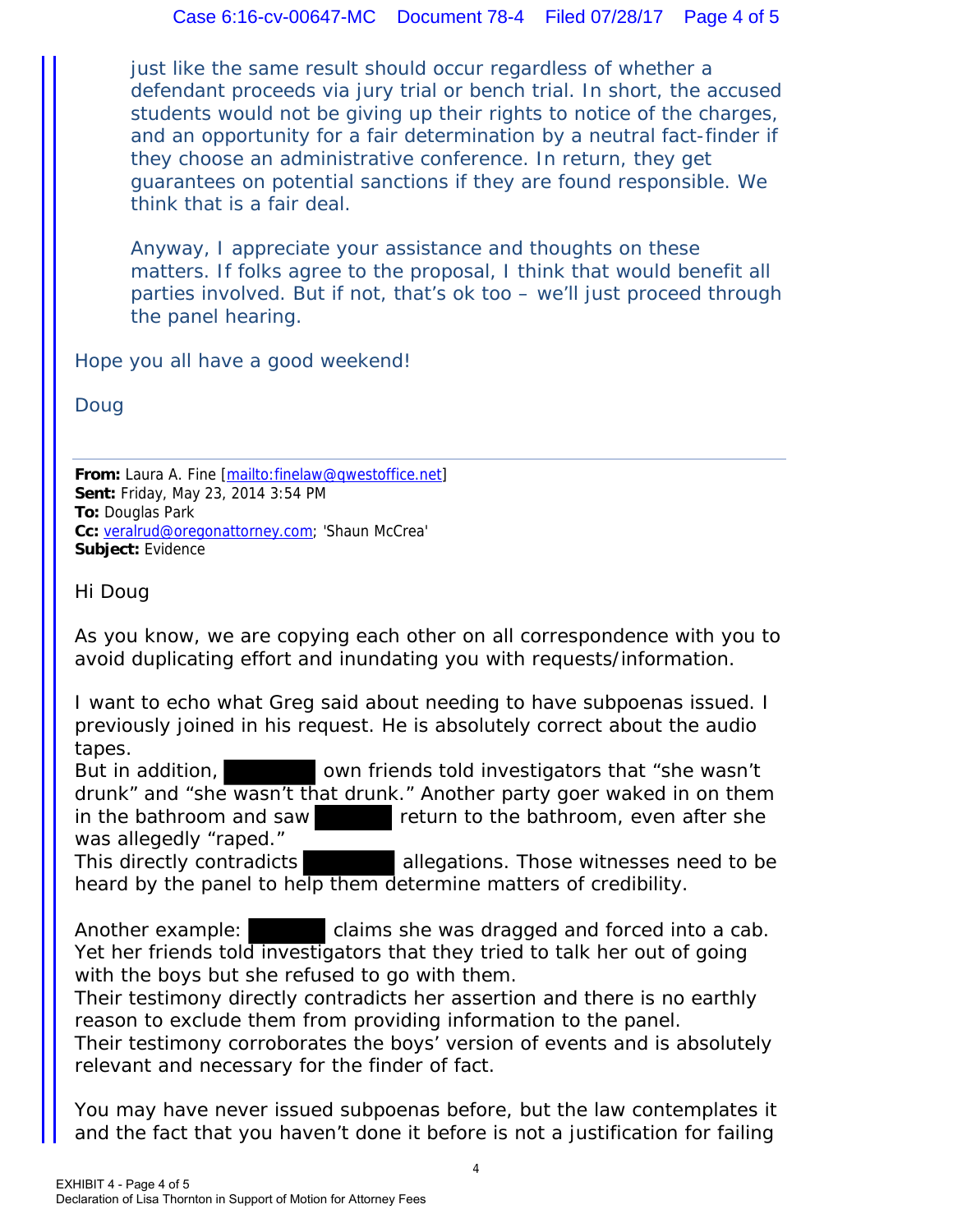just like the same result should occur regardless of whether a defendant proceeds via jury trial or bench trial. In short, the accused students would not be giving up their rights to notice of the charges, and an opportunity for a fair determination by a neutral fact-finder if they choose an administrative conference. In return, they get guarantees on potential sanctions if they are found responsible. We think that is a fair deal.

Anyway, I appreciate your assistance and thoughts on these matters. If folks agree to the proposal, I think that would benefit all parties involved. But if not, that's ok too – we'll just proceed through the panel hearing.

Hope you all have a good weekend!

Doug

---

**From:** Laura A. Fine [mailto:finelaw@qwestoffice.net]
**Sent:** Friday, May 23, 2014 3:54 PM
**To:** Douglas Park
**Cc:** veralrud@oregonattorney.com; 'Shaun McCrea'
**Subject:** Evidence

Hi Doug

As you know, we are copying each other on all correspondence with you to avoid duplicating effort and inundating you with requests/information.

I want to echo what Greg said about needing to have subpoenas issued. I previously joined in his request. He is absolutely correct about the audio tapes.
But in addition, [REDACTED] own friends told investigators that "she wasn't drunk" and "she wasn't that drunk." Another party goer waked in on them in the bathroom and saw [REDACTED] return to the bathroom, even after she was allegedly "raped."
This directly contradicts [REDACTED] allegations. Those witnesses need to be heard by the panel to help them determine matters of credibility.

Another example: [REDACTED] claims she was dragged and forced into a cab. Yet her friends told investigators that they tried to talk her out of going with the boys but she refused to go with them.
Their testimony directly contradicts her assertion and there is no earthly reason to exclude them from providing information to the panel.
Their testimony corroborates the boys' version of events and is absolutely relevant and necessary for the finder of fact.

You may have never issued subpoenas before, but the law contemplates it and the fact that you haven't done it before is not a justification for failing

EXHIBIT 4 - Page 4 of 5
Declaration of Lisa Thornton in Support of Motion for Attorney Fees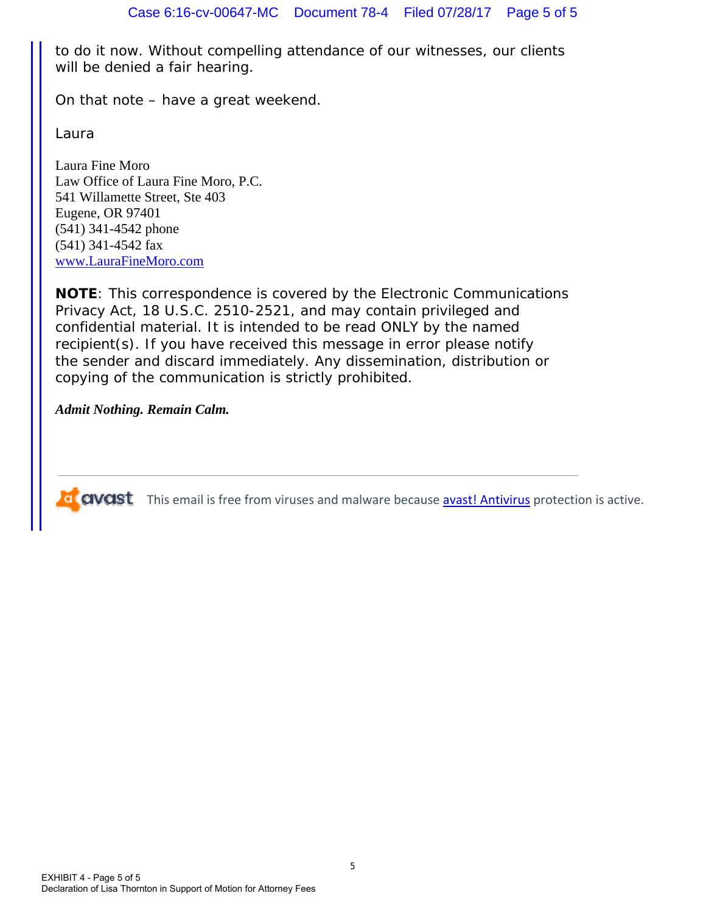to do it now. Without compelling attendance of our witnesses, our clients will be denied a fair hearing.

On that note – have a great weekend.

Laura

Laura Fine Moro
Law Office of Laura Fine Moro, P.C.
541 Willamette Street, Ste 403
Eugene, OR 97401
(541) 341-4542 phone
(541) 341-4542 fax
www.LauraFineMoro.com

**NOTE**: This correspondence is covered by the Electronic Communications Privacy Act, 18 U.S.C. 2510-2521, and may contain privileged and confidential material. It is intended to be read ONLY by the named recipient(s). If you have received this message in error please notify the sender and discard immediately. Any dissemination, distribution or copying of the communication is strictly prohibited.

***Admit Nothing. Remain Calm.***

---

avast This email is free from viruses and malware because avast! Antivirus protection is active.

EXHIBIT 4 - Page 5 of 5
Declaration of Lisa Thornton in Support of Motion for Attorney Fees